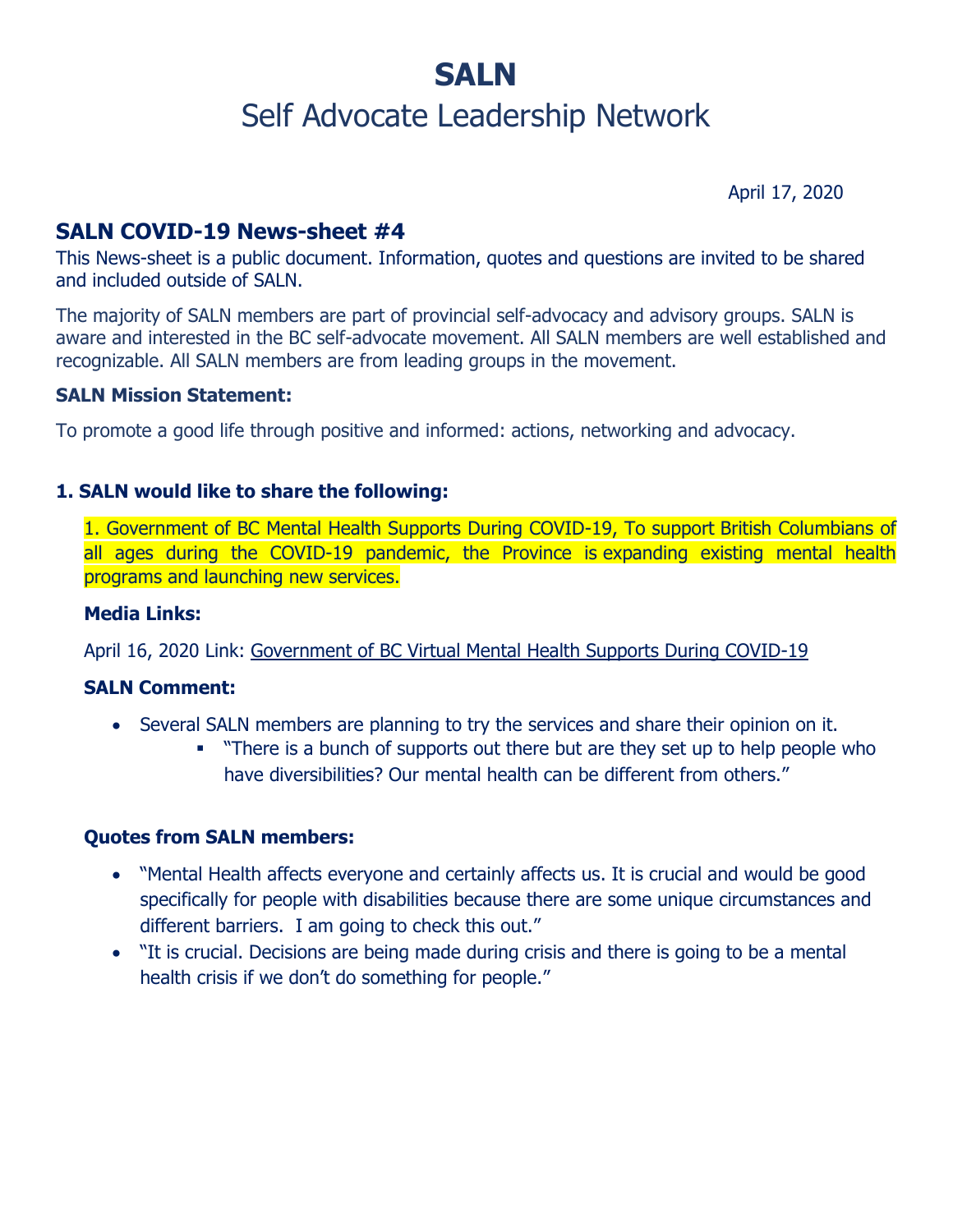# SALN

## Self Advocate Leadership Network

April 17, 2020

## SALN COVID-19 News-sheet #4

This News-sheet is a public document. Information, quotes and questions are invited to be shared and included outside of SALN.

The majority of SALN members are part of provincial self-advocacy and advisory groups. SALN is aware and interested in the BC self-advocate movement. All SALN members are well established and recognizable. All SALN members are from leading groups in the movement.

**SALN Mission Statement:**

To promote a good life through positive and informed: actions, networking and advocacy.

### 1. SALN would like to share the following:

1. Government of BC Mental Health Supports During COVID-19, To support British Columbians of all ages during the COVID-19 pandemic, the Province is expanding existing mental health programs and launching new services.

**Media Links:**

April 16, 2020 Link: Government of BC Virtual Mental Health Supports During COVID-19

**SALN Comment:**

- Several SALN members are planning to try the services and share their opinion on it.
    - "There is a bunch of supports out there but are they set up to help people who have diversibilities? Our mental health can be different from others."

**Quotes from SALN members:**

- "Mental Health affects everyone and certainly affects us. It is crucial and would be good specifically for people with disabilities because there are some unique circumstances and different barriers. I am going to check this out."
- "It is crucial. Decisions are being made during crisis and there is going to be a mental health crisis if we don't do something for people."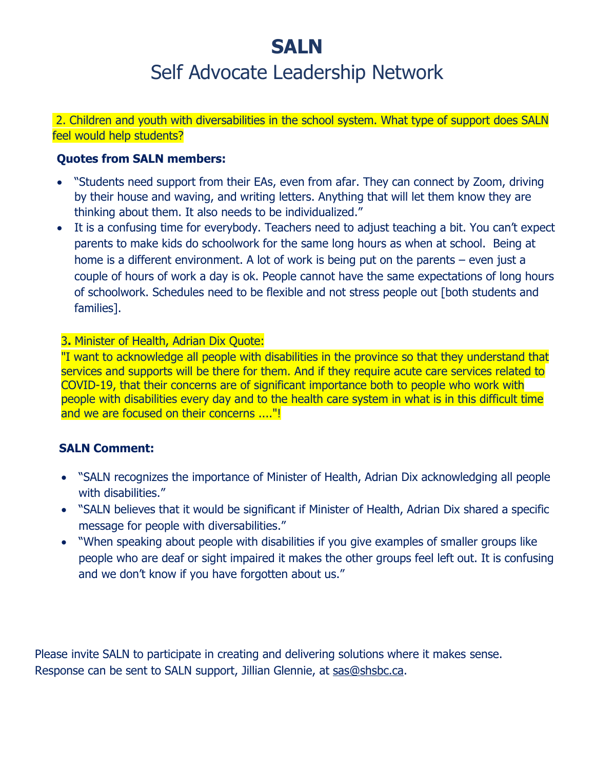# SALN

## Self Advocate Leadership Network

2. Children and youth with diversabilities in the school system. What type of support does SALN feel would help students?

**Quotes from SALN members:**

- "Students need support from their EAs, even from afar. They can connect by Zoom, driving by their house and waving, and writing letters. Anything that will let them know they are thinking about them. It also needs to be individualized."
- It is a confusing time for everybody. Teachers need to adjust teaching a bit. You can't expect parents to make kids do schoolwork for the same long hours as when at school. Being at home is a different environment. A lot of work is being put on the parents – even just a couple of hours of work a day is ok. People cannot have the same expectations of long hours of schoolwork. Schedules need to be flexible and not stress people out [both students and families].

3**.** Minister of Health, Adrian Dix Quote:
"I want to acknowledge all people with disabilities in the province so that they understand that services and supports will be there for them. And if they require acute care services related to COVID-19, that their concerns are of significant importance both to people who work with people with disabilities every day and to the health care system in what is in this difficult time and we are focused on their concerns ...."!

**SALN Comment:**

- "SALN recognizes the importance of Minister of Health, Adrian Dix acknowledging all people with disabilities."
- "SALN believes that it would be significant if Minister of Health, Adrian Dix shared a specific message for people with diversabilities."
- "When speaking about people with disabilities if you give examples of smaller groups like people who are deaf or sight impaired it makes the other groups feel left out. It is confusing and we don't know if you have forgotten about us."

Please invite SALN to participate in creating and delivering solutions where it makes sense.
Response can be sent to SALN support, Jillian Glennie, at sas@shsbc.ca.